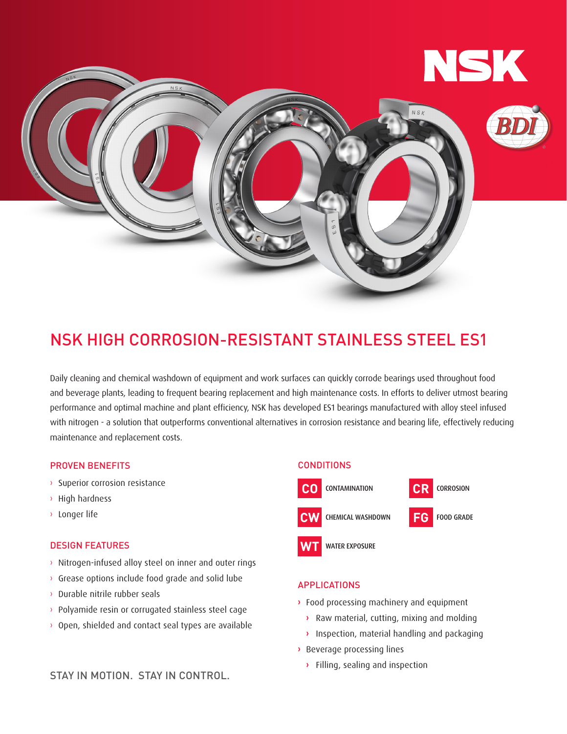# NSK HIGH CORROSION-RESISTANT STAINLESS STEEL ES1

Daily cleaning and chemical washdown of equipment and work surfaces can quickly corrode bearings used throughout food and beverage plants, leading to frequent bearing replacement and high maintenance costs. In efforts to deliver utmost bearing performance and optimal machine and plant efficiency, NSK has developed ES1 bearings manufactured with alloy steel infused with nitrogen - a solution that outperforms conventional alternatives in corrosion resistance and bearing life, effectively reducing maintenance and replacement costs.

## PROVEN BENEFITS

- Superior corrosion resistance
- High hardness
- Longer life

## DESIGN FEATURES

- Nitrogen-infused alloy steel on inner and outer rings
- Grease options include food grade and solid lube
- Durable nitrile rubber seals
- Polyamide resin or corrugated stainless steel cage
- Open, shielded and contact seal types are available

STAY IN MOTION. STAY IN CONTROL.

## CONDITIONS

- **CO** CONTAMINATION
- **CR** CORROSION
- **CW** CHEMICAL WASHDOWN
- **FG** FOOD GRADE
- **WT** WATER EXPOSURE

## APPLICATIONS

- Food processing machinery and equipment
  - Raw material, cutting, mixing and molding
  - Inspection, material handling and packaging
- Beverage processing lines
  - Filling, sealing and inspection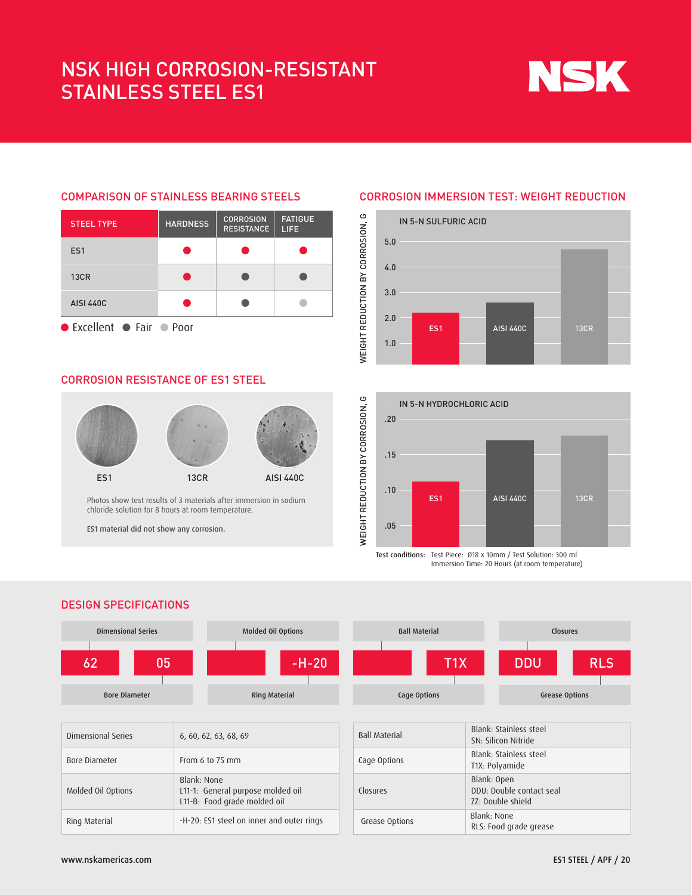# NSK HIGH CORROSION-RESISTANT STAINLESS STEEL ES1

NSK

## COMPARISON OF STAINLESS BEARING STEELS

| STEEL TYPE | HARDNESS | CORROSION RESISTANCE | FATIGUE LIFE |
|---|---|---|---|
| ES1 | ● Excellent | ● Excellent | ● Excellent |
| 13CR | ● Excellent | ● Fair | ● Fair |
| AISI 440C | ● Excellent | ● Fair | ● Poor |

● Excellent ● Fair ● Poor

## CORROSION RESISTANCE OF ES1 STEEL

ES1 13CR AISI 440C

Photos show test results of 3 materials after immersion in sodium chloride solution for 8 hours at room temperature.

ES1 material did not show any corrosion.

## CORROSION IMMERSION TEST: WEIGHT REDUCTION

IN 5-N SULFURIC ACID

WEIGHT REDUCTION BY CORROSION, G

5.0
4.0
3.0
2.0
1.0

ES1
AISI 440C
13CR

IN 5-N HYDROCHLORIC ACID

WEIGHT REDUCTION BY CORROSION, G

.20
.15
.10
.05

ES1
AISI 440C
13CR

**Test conditions:** Test Piece: Ø18 x 10mm / Test Solution: 300 ml
Immersion Time: 20 Hours (at room temperature)

## DESIGN SPECIFICATIONS

Dimensional Series | Molded Oil Options | Ball Material | Closures

62 05 | -H-20 | T1X | DDU RLS

Bore Diameter | Ring Material | Cage Options | Grease Options

| | |
|---|---|
| Dimensional Series | 6, 60, 62, 63, 68, 69 |
| Bore Diameter | From 6 to 75 mm |
| Molded Oil Options | Blank: None<br>L11-1: General purpose molded oil<br>L11-B: Food grade molded oil |
| Ring Material | -H-20: ES1 steel on inner and outer rings |

| | |
|---|---|
| Ball Material | Blank: Stainless steel<br>SN: Silicon Nitride |
| Cage Options | Blank: Stainless steel<br>T1X: Polyamide |
| Closures | Blank: Open<br>DDU: Double contact seal<br>ZZ: Double shield |
| Grease Options | Blank: None<br>RLS: Food grade grease |

www.nskamericas.com